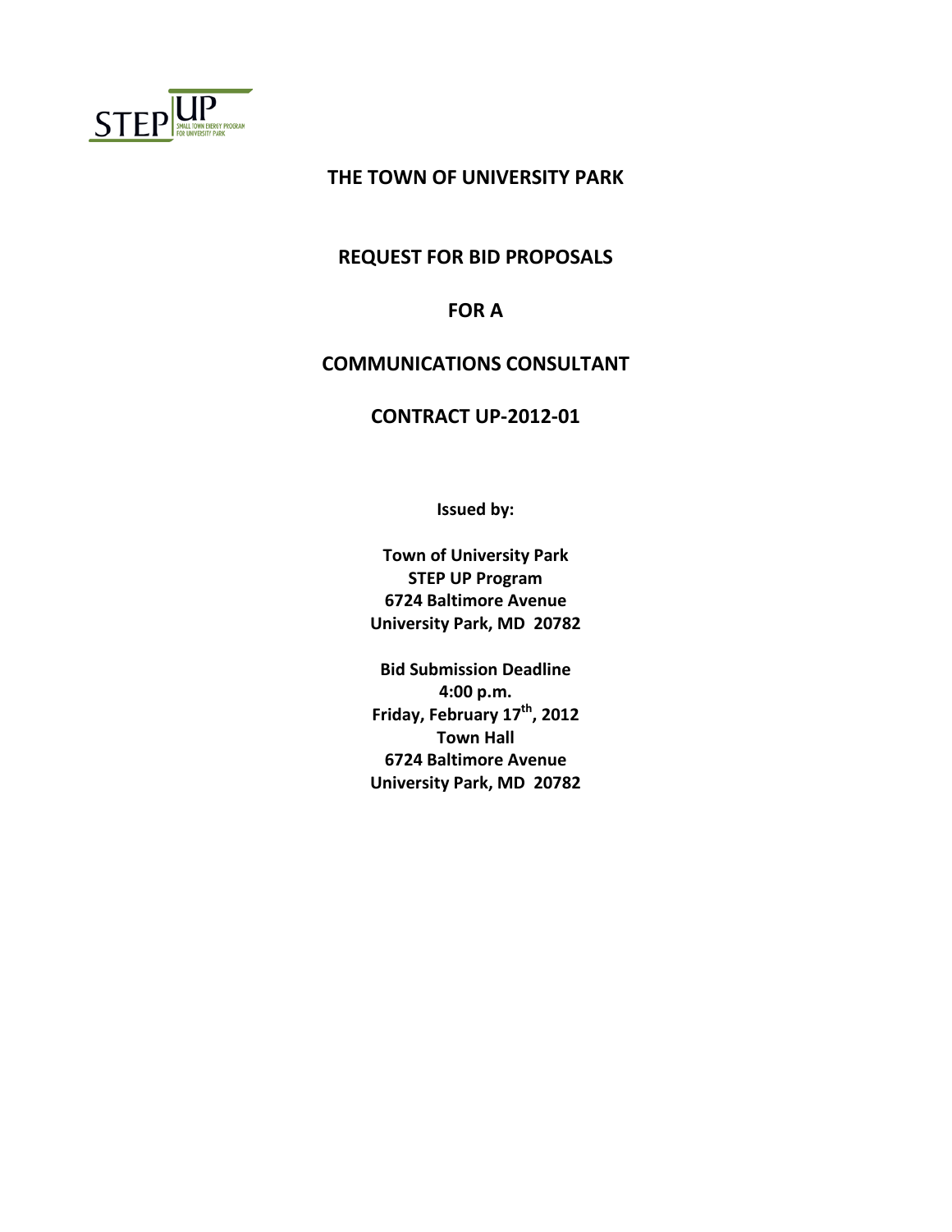STEP UP
SMALL TOWN ENERGY PROGRAM FOR UNIVERSITY PARK

# THE TOWN OF UNIVERSITY PARK

## REQUEST FOR BID PROPOSALS

## FOR A

## COMMUNICATIONS CONSULTANT

## CONTRACT UP-2012-01

**Issued by:**

**Town of University Park**
**STEP UP Program**
**6724 Baltimore Avenue**
**University Park, MD 20782**

**Bid Submission Deadline**
**4:00 p.m.**
**Friday, February 17th, 2012**
**Town Hall**
**6724 Baltimore Avenue**
**University Park, MD 20782**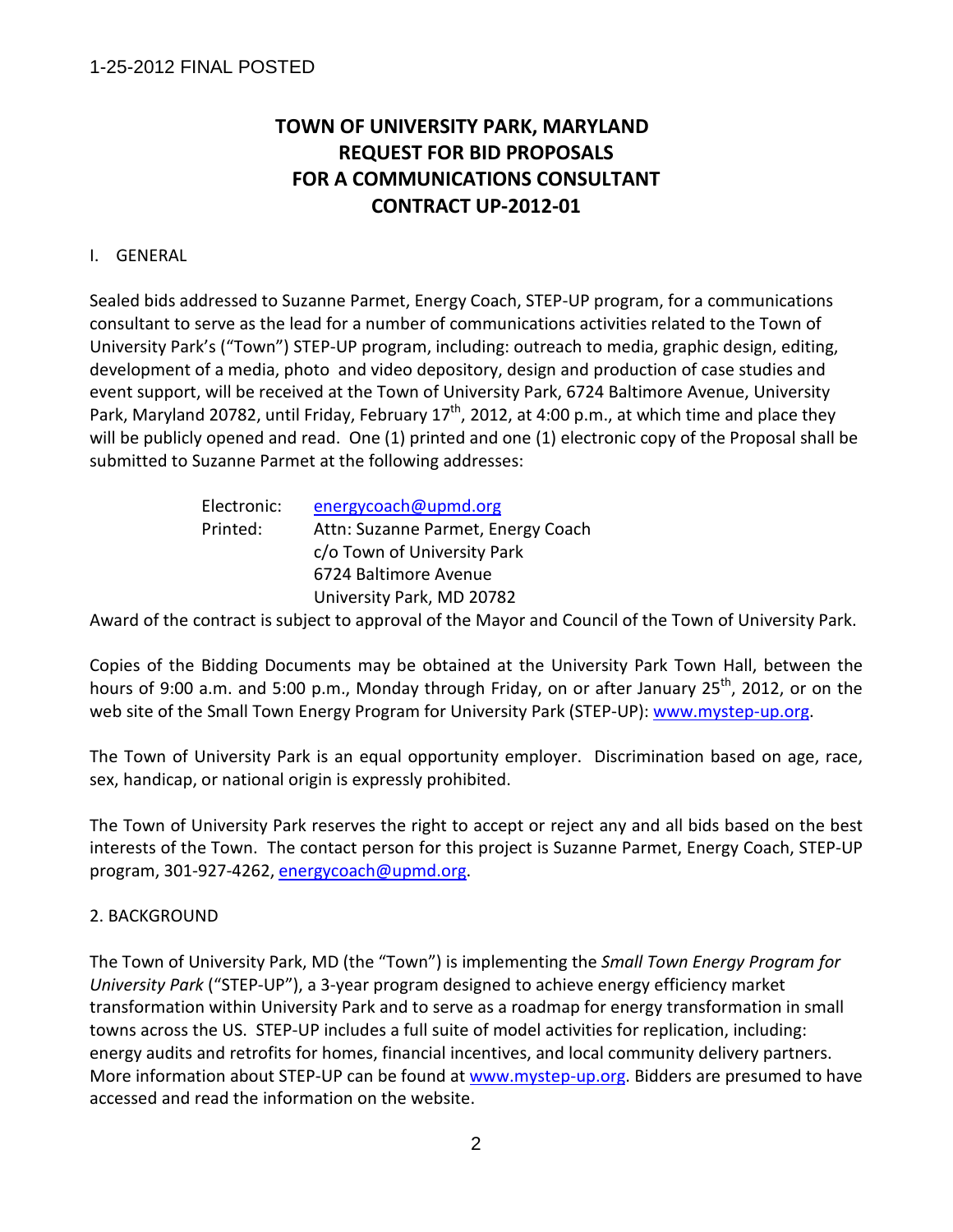1-25-2012 FINAL POSTED

# TOWN OF UNIVERSITY PARK, MARYLAND
# REQUEST FOR BID PROPOSALS
# FOR A COMMUNICATIONS CONSULTANT
# CONTRACT UP-2012-01

## I. GENERAL

Sealed bids addressed to Suzanne Parmet, Energy Coach, STEP-UP program, for a communications consultant to serve as the lead for a number of communications activities related to the Town of University Park's ("Town") STEP-UP program, including: outreach to media, graphic design, editing, development of a media, photo and video depository, design and production of case studies and event support, will be received at the Town of University Park, 6724 Baltimore Avenue, University Park, Maryland 20782, until Friday, February 17th, 2012, at 4:00 p.m., at which time and place they will be publicly opened and read. One (1) printed and one (1) electronic copy of the Proposal shall be submitted to Suzanne Parmet at the following addresses:

Electronic: energycoach@upmd.org
Printed: Attn: Suzanne Parmet, Energy Coach
c/o Town of University Park
6724 Baltimore Avenue
University Park, MD 20782

Award of the contract is subject to approval of the Mayor and Council of the Town of University Park.

Copies of the Bidding Documents may be obtained at the University Park Town Hall, between the hours of 9:00 a.m. and 5:00 p.m., Monday through Friday, on or after January 25th, 2012, or on the web site of the Small Town Energy Program for University Park (STEP-UP): www.mystep-up.org.

The Town of University Park is an equal opportunity employer. Discrimination based on age, race, sex, handicap, or national origin is expressly prohibited.

The Town of University Park reserves the right to accept or reject any and all bids based on the best interests of the Town. The contact person for this project is Suzanne Parmet, Energy Coach, STEP-UP program, 301-927-4262, energycoach@upmd.org.

## 2. BACKGROUND

The Town of University Park, MD (the "Town") is implementing the *Small Town Energy Program for University Park* ("STEP-UP"), a 3-year program designed to achieve energy efficiency market transformation within University Park and to serve as a roadmap for energy transformation in small towns across the US. STEP-UP includes a full suite of model activities for replication, including: energy audits and retrofits for homes, financial incentives, and local community delivery partners. More information about STEP-UP can be found at www.mystep-up.org. Bidders are presumed to have accessed and read the information on the website.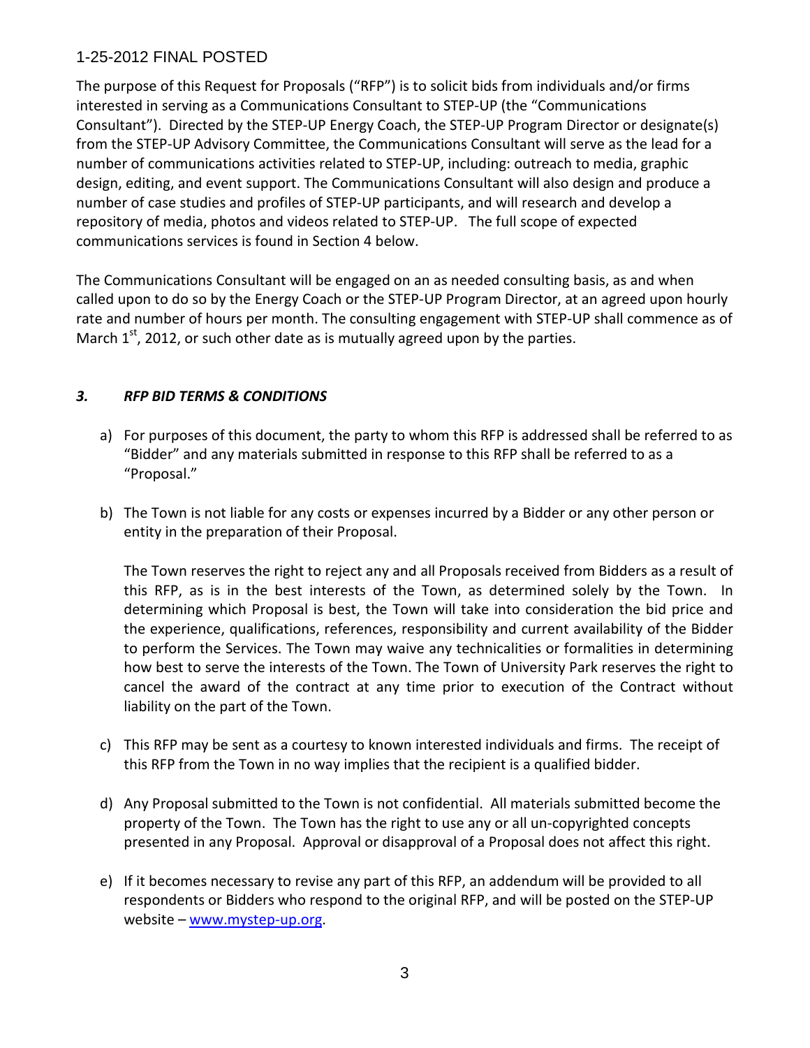The purpose of this Request for Proposals ("RFP") is to solicit bids from individuals and/or firms interested in serving as a Communications Consultant to STEP-UP (the "Communications Consultant"). Directed by the STEP-UP Energy Coach, the STEP-UP Program Director or designate(s) from the STEP-UP Advisory Committee, the Communications Consultant will serve as the lead for a number of communications activities related to STEP-UP, including: outreach to media, graphic design, editing, and event support. The Communications Consultant will also design and produce a number of case studies and profiles of STEP-UP participants, and will research and develop a repository of media, photos and videos related to STEP-UP. The full scope of expected communications services is found in Section 4 below.

The Communications Consultant will be engaged on an as needed consulting basis, as and when called upon to do so by the Energy Coach or the STEP-UP Program Director, at an agreed upon hourly rate and number of hours per month. The consulting engagement with STEP-UP shall commence as of March 1st, 2012, or such other date as is mutually agreed upon by the parties.

### *3. RFP BID TERMS & CONDITIONS*

a) For purposes of this document, the party to whom this RFP is addressed shall be referred to as "Bidder" and any materials submitted in response to this RFP shall be referred to as a "Proposal."

b) The Town is not liable for any costs or expenses incurred by a Bidder or any other person or entity in the preparation of their Proposal.

   The Town reserves the right to reject any and all Proposals received from Bidders as a result of this RFP, as is in the best interests of the Town, as determined solely by the Town. In determining which Proposal is best, the Town will take into consideration the bid price and the experience, qualifications, references, responsibility and current availability of the Bidder to perform the Services. The Town may waive any technicalities or formalities in determining how best to serve the interests of the Town. The Town of University Park reserves the right to cancel the award of the contract at any time prior to execution of the Contract without liability on the part of the Town.

c) This RFP may be sent as a courtesy to known interested individuals and firms. The receipt of this RFP from the Town in no way implies that the recipient is a qualified bidder.

d) Any Proposal submitted to the Town is not confidential. All materials submitted become the property of the Town. The Town has the right to use any or all un-copyrighted concepts presented in any Proposal. Approval or disapproval of a Proposal does not affect this right.

e) If it becomes necessary to revise any part of this RFP, an addendum will be provided to all respondents or Bidders who respond to the original RFP, and will be posted on the STEP-UP website – www.mystep-up.org.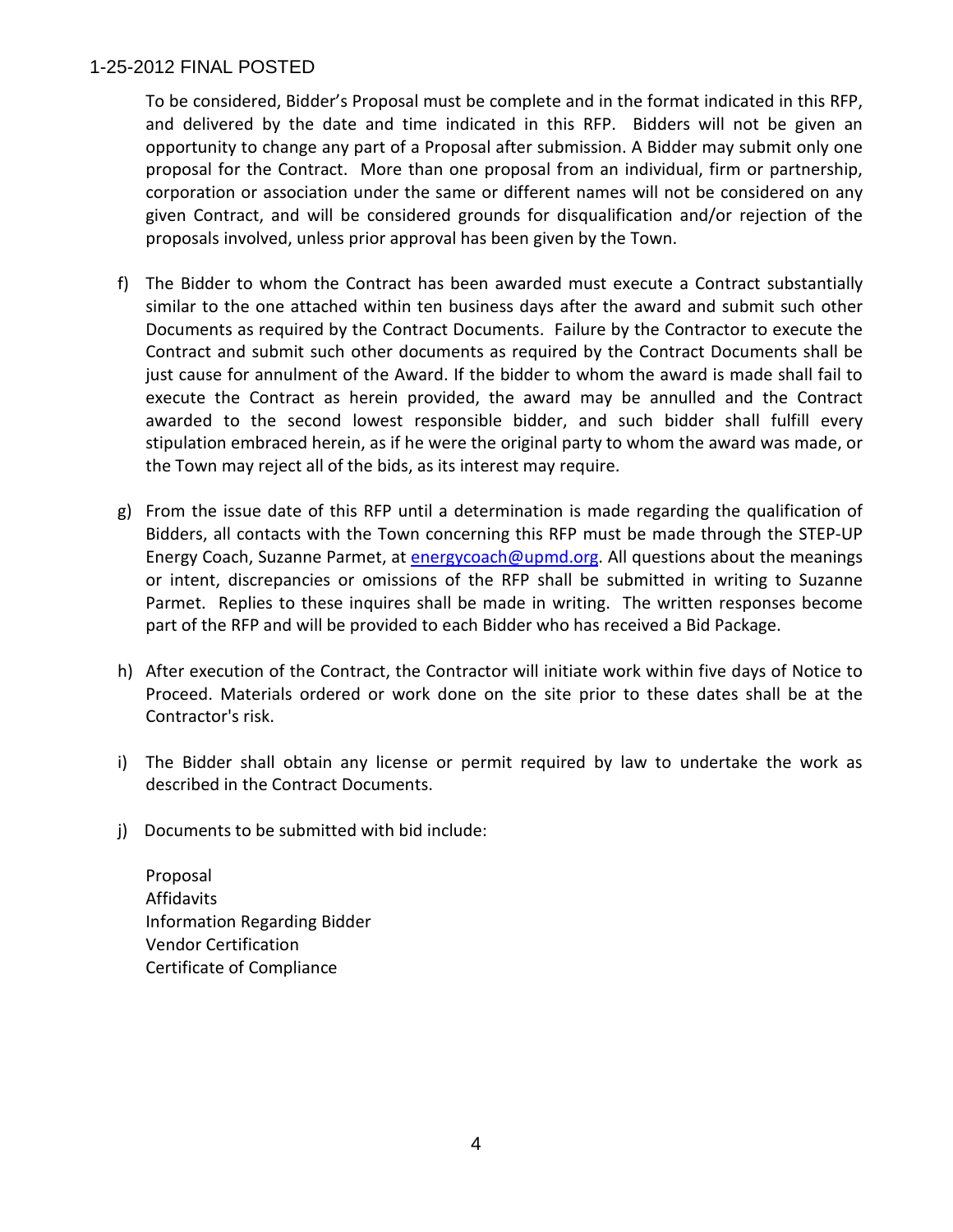To be considered, Bidder's Proposal must be complete and in the format indicated in this RFP, and delivered by the date and time indicated in this RFP. Bidders will not be given an opportunity to change any part of a Proposal after submission. A Bidder may submit only one proposal for the Contract. More than one proposal from an individual, firm or partnership, corporation or association under the same or different names will not be considered on any given Contract, and will be considered grounds for disqualification and/or rejection of the proposals involved, unless prior approval has been given by the Town.

f) The Bidder to whom the Contract has been awarded must execute a Contract substantially similar to the one attached within ten business days after the award and submit such other Documents as required by the Contract Documents. Failure by the Contractor to execute the Contract and submit such other documents as required by the Contract Documents shall be just cause for annulment of the Award. If the bidder to whom the award is made shall fail to execute the Contract as herein provided, the award may be annulled and the Contract awarded to the second lowest responsible bidder, and such bidder shall fulfill every stipulation embraced herein, as if he were the original party to whom the award was made, or the Town may reject all of the bids, as its interest may require.

g) From the issue date of this RFP until a determination is made regarding the qualification of Bidders, all contacts with the Town concerning this RFP must be made through the STEP-UP Energy Coach, Suzanne Parmet, at [energycoach@upmd.org](mailto:energycoach@upmd.org). All questions about the meanings or intent, discrepancies or omissions of the RFP shall be submitted in writing to Suzanne Parmet. Replies to these inquires shall be made in writing. The written responses become part of the RFP and will be provided to each Bidder who has received a Bid Package.

h) After execution of the Contract, the Contractor will initiate work within five days of Notice to Proceed. Materials ordered or work done on the site prior to these dates shall be at the Contractor's risk.

i) The Bidder shall obtain any license or permit required by law to undertake the work as described in the Contract Documents.

j) Documents to be submitted with bid include:

   Proposal
   Affidavits
   Information Regarding Bidder
   Vendor Certification
   Certificate of Compliance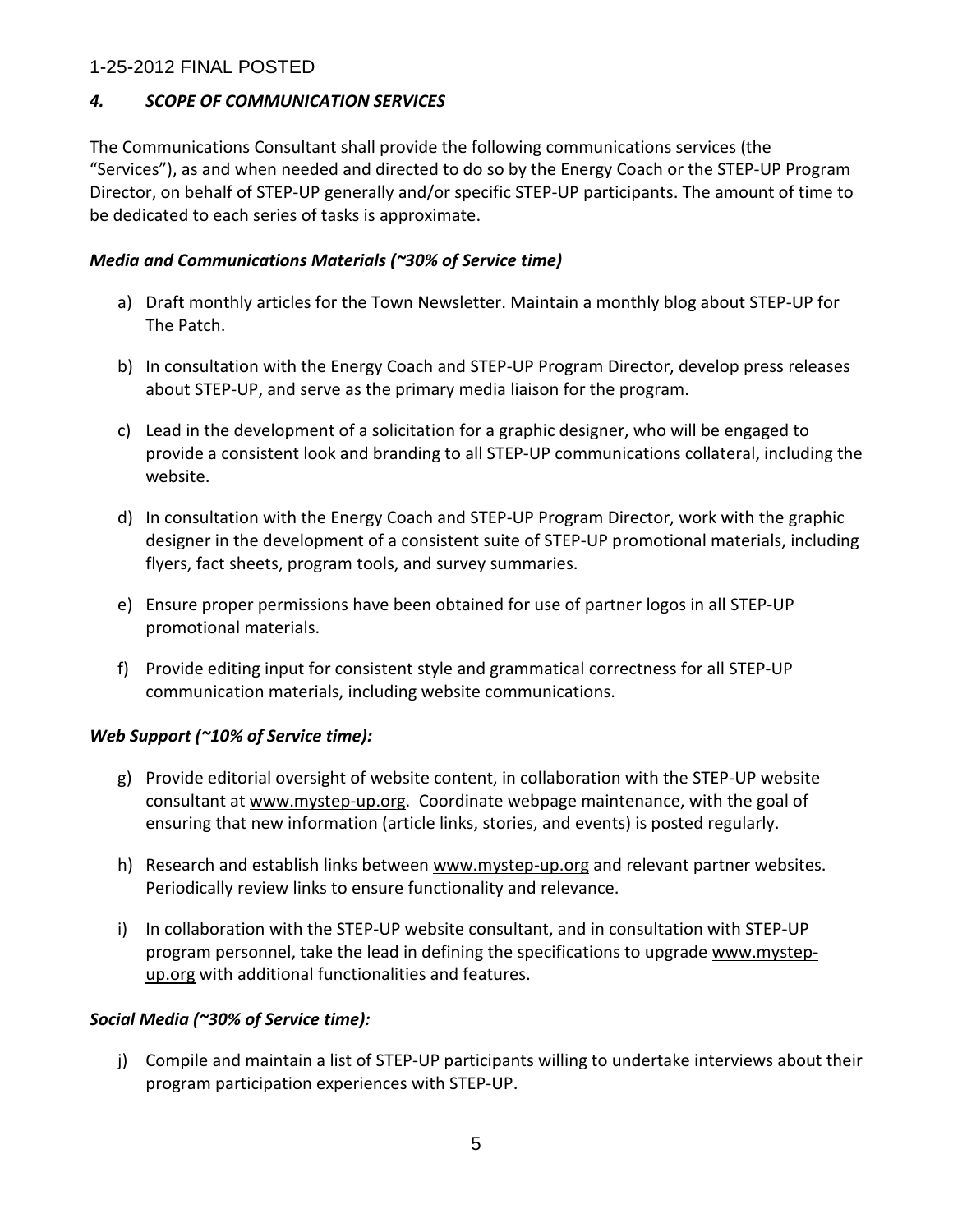## *4. SCOPE OF COMMUNICATION SERVICES*

The Communications Consultant shall provide the following communications services (the "Services"), as and when needed and directed to do so by the Energy Coach or the STEP-UP Program Director, on behalf of STEP-UP generally and/or specific STEP-UP participants. The amount of time to be dedicated to each series of tasks is approximate.

### *Media and Communications Materials (~30% of Service time)*

a) Draft monthly articles for the Town Newsletter. Maintain a monthly blog about STEP-UP for The Patch.

b) In consultation with the Energy Coach and STEP-UP Program Director, develop press releases about STEP-UP, and serve as the primary media liaison for the program.

c) Lead in the development of a solicitation for a graphic designer, who will be engaged to provide a consistent look and branding to all STEP-UP communications collateral, including the website.

d) In consultation with the Energy Coach and STEP-UP Program Director, work with the graphic designer in the development of a consistent suite of STEP-UP promotional materials, including flyers, fact sheets, program tools, and survey summaries.

e) Ensure proper permissions have been obtained for use of partner logos in all STEP-UP promotional materials.

f) Provide editing input for consistent style and grammatical correctness for all STEP-UP communication materials, including website communications.

### *Web Support (~10% of Service time):*

g) Provide editorial oversight of website content, in collaboration with the STEP-UP website consultant at www.mystep-up.org. Coordinate webpage maintenance, with the goal of ensuring that new information (article links, stories, and events) is posted regularly.

h) Research and establish links between www.mystep-up.org and relevant partner websites. Periodically review links to ensure functionality and relevance.

i) In collaboration with the STEP-UP website consultant, and in consultation with STEP-UP program personnel, take the lead in defining the specifications to upgrade www.mystep-up.org with additional functionalities and features.

### *Social Media (~30% of Service time):*

j) Compile and maintain a list of STEP-UP participants willing to undertake interviews about their program participation experiences with STEP-UP.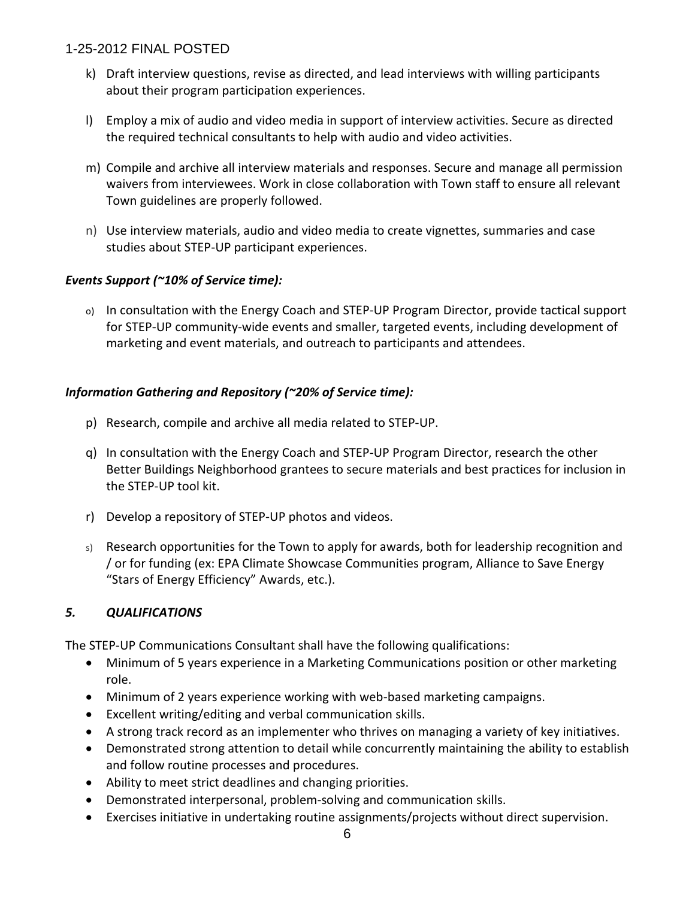k) Draft interview questions, revise as directed, and lead interviews with willing participants about their program participation experiences.

l) Employ a mix of audio and video media in support of interview activities. Secure as directed the required technical consultants to help with audio and video activities.

m) Compile and archive all interview materials and responses. Secure and manage all permission waivers from interviewees. Work in close collaboration with Town staff to ensure all relevant Town guidelines are properly followed.

n) Use interview materials, audio and video media to create vignettes, summaries and case studies about STEP-UP participant experiences.

***Events Support (~10% of Service time):***

o) In consultation with the Energy Coach and STEP-UP Program Director, provide tactical support for STEP-UP community-wide events and smaller, targeted events, including development of marketing and event materials, and outreach to participants and attendees.

***Information Gathering and Repository (~20% of Service time):***

p) Research, compile and archive all media related to STEP-UP.

q) In consultation with the Energy Coach and STEP-UP Program Director, research the other Better Buildings Neighborhood grantees to secure materials and best practices for inclusion in the STEP-UP tool kit.

r) Develop a repository of STEP-UP photos and videos.

s) Research opportunities for the Town to apply for awards, both for leadership recognition and / or for funding (ex: EPA Climate Showcase Communities program, Alliance to Save Energy "Stars of Energy Efficiency" Awards, etc.).

## *5. QUALIFICATIONS*

The STEP-UP Communications Consultant shall have the following qualifications:

- Minimum of 5 years experience in a Marketing Communications position or other marketing role.
- Minimum of 2 years experience working with web-based marketing campaigns.
- Excellent writing/editing and verbal communication skills.
- A strong track record as an implementer who thrives on managing a variety of key initiatives.
- Demonstrated strong attention to detail while concurrently maintaining the ability to establish and follow routine processes and procedures.
- Ability to meet strict deadlines and changing priorities.
- Demonstrated interpersonal, problem-solving and communication skills.
- Exercises initiative in undertaking routine assignments/projects without direct supervision.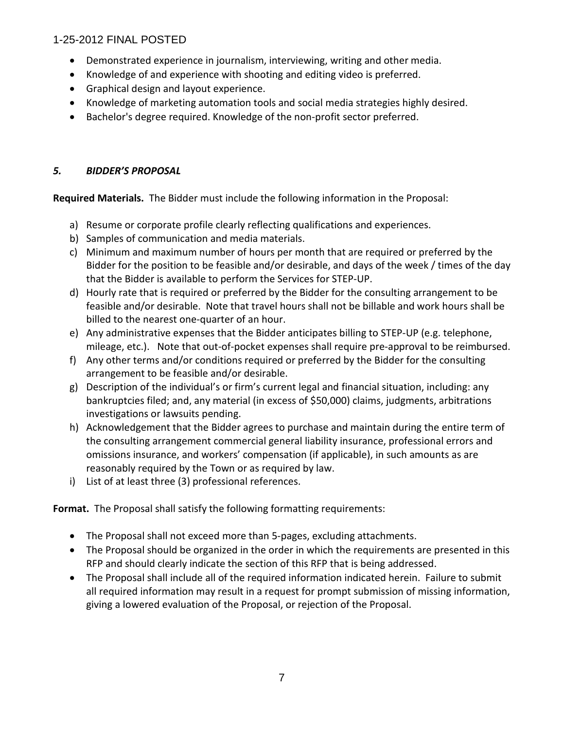- Demonstrated experience in journalism, interviewing, writing and other media.
- Knowledge of and experience with shooting and editing video is preferred.
- Graphical design and layout experience.
- Knowledge of marketing automation tools and social media strategies highly desired.
- Bachelor's degree required. Knowledge of the non-profit sector preferred.

## *5. BIDDER'S PROPOSAL*

**Required Materials.** The Bidder must include the following information in the Proposal:

a) Resume or corporate profile clearly reflecting qualifications and experiences.
b) Samples of communication and media materials.
c) Minimum and maximum number of hours per month that are required or preferred by the Bidder for the position to be feasible and/or desirable, and days of the week / times of the day that the Bidder is available to perform the Services for STEP-UP.
d) Hourly rate that is required or preferred by the Bidder for the consulting arrangement to be feasible and/or desirable. Note that travel hours shall not be billable and work hours shall be billed to the nearest one-quarter of an hour.
e) Any administrative expenses that the Bidder anticipates billing to STEP-UP (e.g. telephone, mileage, etc.). Note that out-of-pocket expenses shall require pre-approval to be reimbursed.
f) Any other terms and/or conditions required or preferred by the Bidder for the consulting arrangement to be feasible and/or desirable.
g) Description of the individual's or firm's current legal and financial situation, including: any bankruptcies filed; and, any material (in excess of $50,000) claims, judgments, arbitrations investigations or lawsuits pending.
h) Acknowledgement that the Bidder agrees to purchase and maintain during the entire term of the consulting arrangement commercial general liability insurance, professional errors and omissions insurance, and workers' compensation (if applicable), in such amounts as are reasonably required by the Town or as required by law.
i) List of at least three (3) professional references.

**Format.** The Proposal shall satisfy the following formatting requirements:

- The Proposal shall not exceed more than 5-pages, excluding attachments.
- The Proposal should be organized in the order in which the requirements are presented in this RFP and should clearly indicate the section of this RFP that is being addressed.
- The Proposal shall include all of the required information indicated herein. Failure to submit all required information may result in a request for prompt submission of missing information, giving a lowered evaluation of the Proposal, or rejection of the Proposal.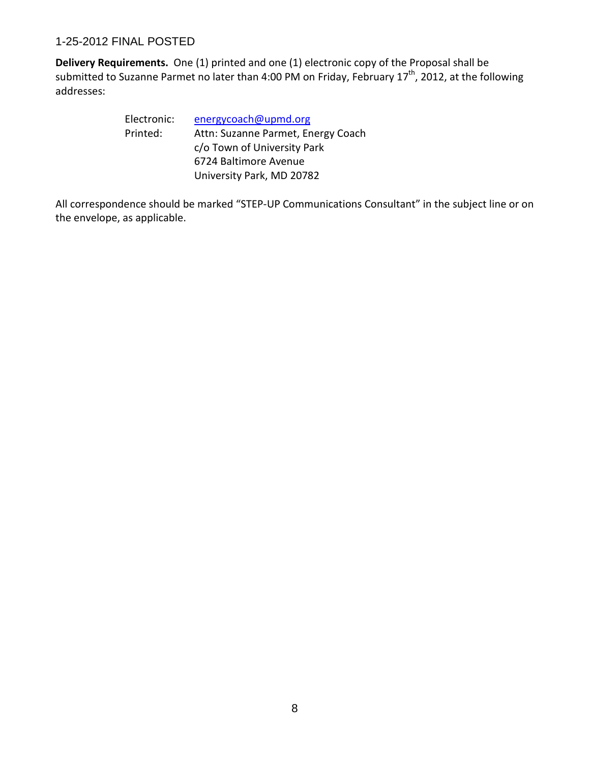**Delivery Requirements.** One (1) printed and one (1) electronic copy of the Proposal shall be submitted to Suzanne Parmet no later than 4:00 PM on Friday, February 17th, 2012, at the following addresses:

| | |
|---|---|
| Electronic: | energycoach@upmd.org |
| Printed: | Attn: Suzanne Parmet, Energy Coach<br>c/o Town of University Park<br>6724 Baltimore Avenue<br>University Park, MD 20782 |

All correspondence should be marked "STEP-UP Communications Consultant" in the subject line or on the envelope, as applicable.